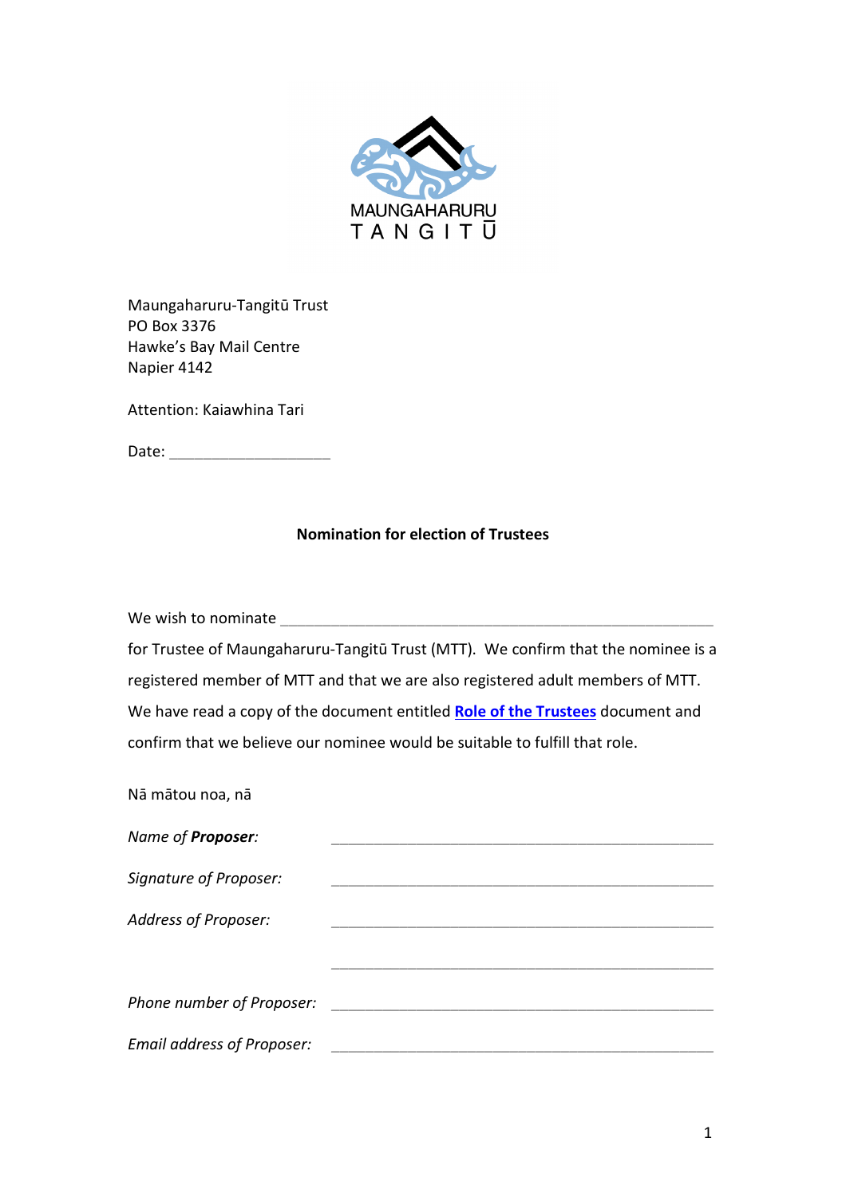MAUNGAHARURU
TANGITŪ

Maungaharuru-Tangitū Trust
PO Box 3376
Hawke's Bay Mail Centre
Napier 4142

Attention: Kaiawhina Tari

Date: ____________________

**Nomination for election of Trustees**

We wish to nominate _______________________________________________________

for Trustee of Maungaharuru-Tangitū Trust (MTT). We confirm that the nominee is a registered member of MTT and that we are also registered adult members of MTT. We have read a copy of the document entitled **Role of the Trustees** document and confirm that we believe our nominee would be suitable to fulfill that role.

Nā mātou noa, nā

*Name of **Proposer**:* _________________________________________________

*Signature of Proposer:* _________________________________________________

*Address of Proposer:* _________________________________________________

_________________________________________________

*Phone number of Proposer:* _________________________________________________

*Email address of Proposer:* _________________________________________________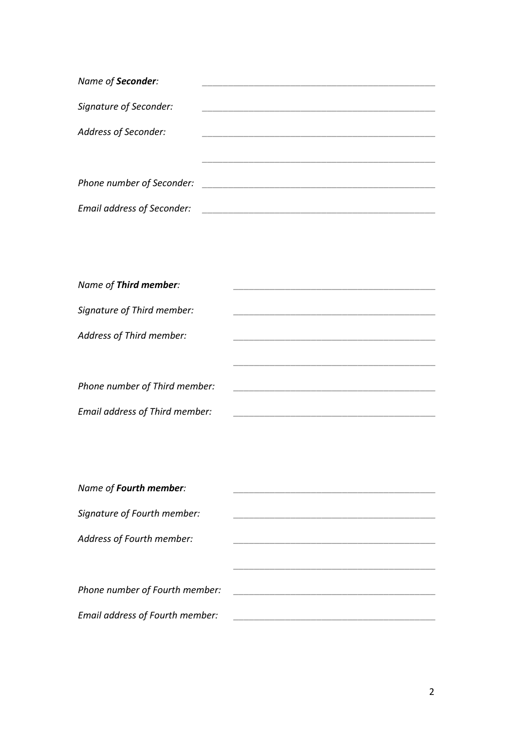*Name of **Seconder**:* \_\_\_\_\_\_\_\_\_\_\_\_\_\_\_\_\_\_\_\_\_\_\_\_\_\_\_\_\_\_\_\_\_\_\_\_\_\_\_\_

*Signature of Seconder:* \_\_\_\_\_\_\_\_\_\_\_\_\_\_\_\_\_\_\_\_\_\_\_\_\_\_\_\_\_\_\_\_\_\_\_\_\_\_\_\_

*Address of Seconder:* \_\_\_\_\_\_\_\_\_\_\_\_\_\_\_\_\_\_\_\_\_\_\_\_\_\_\_\_\_\_\_\_\_\_\_\_\_\_\_\_

\_\_\_\_\_\_\_\_\_\_\_\_\_\_\_\_\_\_\_\_\_\_\_\_\_\_\_\_\_\_\_\_\_\_\_\_\_\_\_\_

*Phone number of Seconder:* \_\_\_\_\_\_\_\_\_\_\_\_\_\_\_\_\_\_\_\_\_\_\_\_\_\_\_\_\_\_\_\_\_\_\_\_\_\_\_\_

*Email address of Seconder:* \_\_\_\_\_\_\_\_\_\_\_\_\_\_\_\_\_\_\_\_\_\_\_\_\_\_\_\_\_\_\_\_\_\_\_\_\_\_\_\_

*Name of **Third member**:* \_\_\_\_\_\_\_\_\_\_\_\_\_\_\_\_\_\_\_\_\_\_\_\_\_\_\_\_\_\_\_\_\_\_\_\_\_\_\_\_

*Signature of Third member:* \_\_\_\_\_\_\_\_\_\_\_\_\_\_\_\_\_\_\_\_\_\_\_\_\_\_\_\_\_\_\_\_\_\_\_\_\_\_\_\_

*Address of Third member:* \_\_\_\_\_\_\_\_\_\_\_\_\_\_\_\_\_\_\_\_\_\_\_\_\_\_\_\_\_\_\_\_\_\_\_\_\_\_\_\_

\_\_\_\_\_\_\_\_\_\_\_\_\_\_\_\_\_\_\_\_\_\_\_\_\_\_\_\_\_\_\_\_\_\_\_\_\_\_\_\_

*Phone number of Third member:* \_\_\_\_\_\_\_\_\_\_\_\_\_\_\_\_\_\_\_\_\_\_\_\_\_\_\_\_\_\_\_\_\_\_\_\_\_\_\_\_

*Email address of Third member:* \_\_\_\_\_\_\_\_\_\_\_\_\_\_\_\_\_\_\_\_\_\_\_\_\_\_\_\_\_\_\_\_\_\_\_\_\_\_\_\_

*Name of **Fourth member**:* \_\_\_\_\_\_\_\_\_\_\_\_\_\_\_\_\_\_\_\_\_\_\_\_\_\_\_\_\_\_\_\_\_\_\_\_\_\_\_\_

*Signature of Fourth member:* \_\_\_\_\_\_\_\_\_\_\_\_\_\_\_\_\_\_\_\_\_\_\_\_\_\_\_\_\_\_\_\_\_\_\_\_\_\_\_\_

*Address of Fourth member:* \_\_\_\_\_\_\_\_\_\_\_\_\_\_\_\_\_\_\_\_\_\_\_\_\_\_\_\_\_\_\_\_\_\_\_\_\_\_\_\_

\_\_\_\_\_\_\_\_\_\_\_\_\_\_\_\_\_\_\_\_\_\_\_\_\_\_\_\_\_\_\_\_\_\_\_\_\_\_\_\_

*Phone number of Fourth member:* \_\_\_\_\_\_\_\_\_\_\_\_\_\_\_\_\_\_\_\_\_\_\_\_\_\_\_\_\_\_\_\_\_\_\_\_\_\_\_\_

*Email address of Fourth member:* \_\_\_\_\_\_\_\_\_\_\_\_\_\_\_\_\_\_\_\_\_\_\_\_\_\_\_\_\_\_\_\_\_\_\_\_\_\_\_\_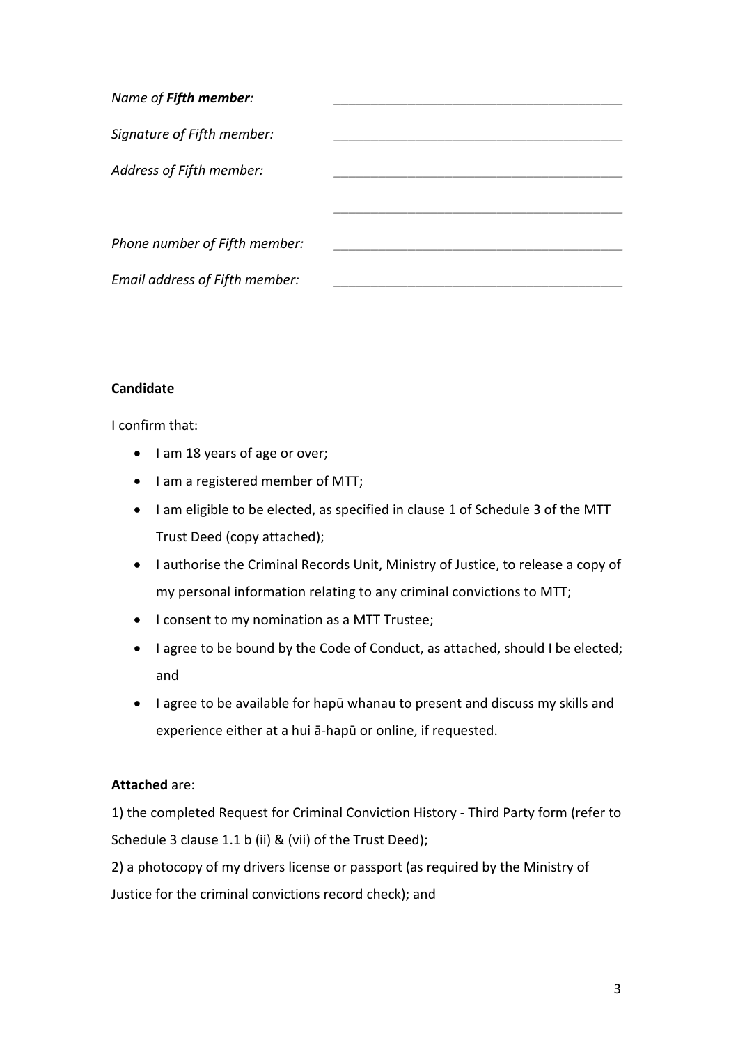*Name of **Fifth member**:* \_\_\_\_\_\_\_\_\_\_\_\_\_\_\_\_\_\_\_\_\_\_\_\_\_\_\_\_\_\_\_\_\_\_\_\_\_\_\_\_

*Signature of Fifth member:* \_\_\_\_\_\_\_\_\_\_\_\_\_\_\_\_\_\_\_\_\_\_\_\_\_\_\_\_\_\_\_\_\_\_\_\_\_\_\_\_

*Address of Fifth member:* \_\_\_\_\_\_\_\_\_\_\_\_\_\_\_\_\_\_\_\_\_\_\_\_\_\_\_\_\_\_\_\_\_\_\_\_\_\_\_\_

\_\_\_\_\_\_\_\_\_\_\_\_\_\_\_\_\_\_\_\_\_\_\_\_\_\_\_\_\_\_\_\_\_\_\_\_\_\_\_\_

*Phone number of Fifth member:* \_\_\_\_\_\_\_\_\_\_\_\_\_\_\_\_\_\_\_\_\_\_\_\_\_\_\_\_\_\_\_\_\_\_\_\_\_\_\_\_

*Email address of Fifth member:* \_\_\_\_\_\_\_\_\_\_\_\_\_\_\_\_\_\_\_\_\_\_\_\_\_\_\_\_\_\_\_\_\_\_\_\_\_\_\_\_

**Candidate**

I confirm that:

- I am 18 years of age or over;
- I am a registered member of MTT;
- I am eligible to be elected, as specified in clause 1 of Schedule 3 of the MTT Trust Deed (copy attached);
- I authorise the Criminal Records Unit, Ministry of Justice, to release a copy of my personal information relating to any criminal convictions to MTT;
- I consent to my nomination as a MTT Trustee;
- I agree to be bound by the Code of Conduct, as attached, should I be elected; and
- I agree to be available for hapū whanau to present and discuss my skills and experience either at a hui ā-hapū or online, if requested.

**Attached** are:

1) the completed Request for Criminal Conviction History - Third Party form (refer to Schedule 3 clause 1.1 b (ii) & (vii) of the Trust Deed);

2) a photocopy of my drivers license or passport (as required by the Ministry of Justice for the criminal convictions record check); and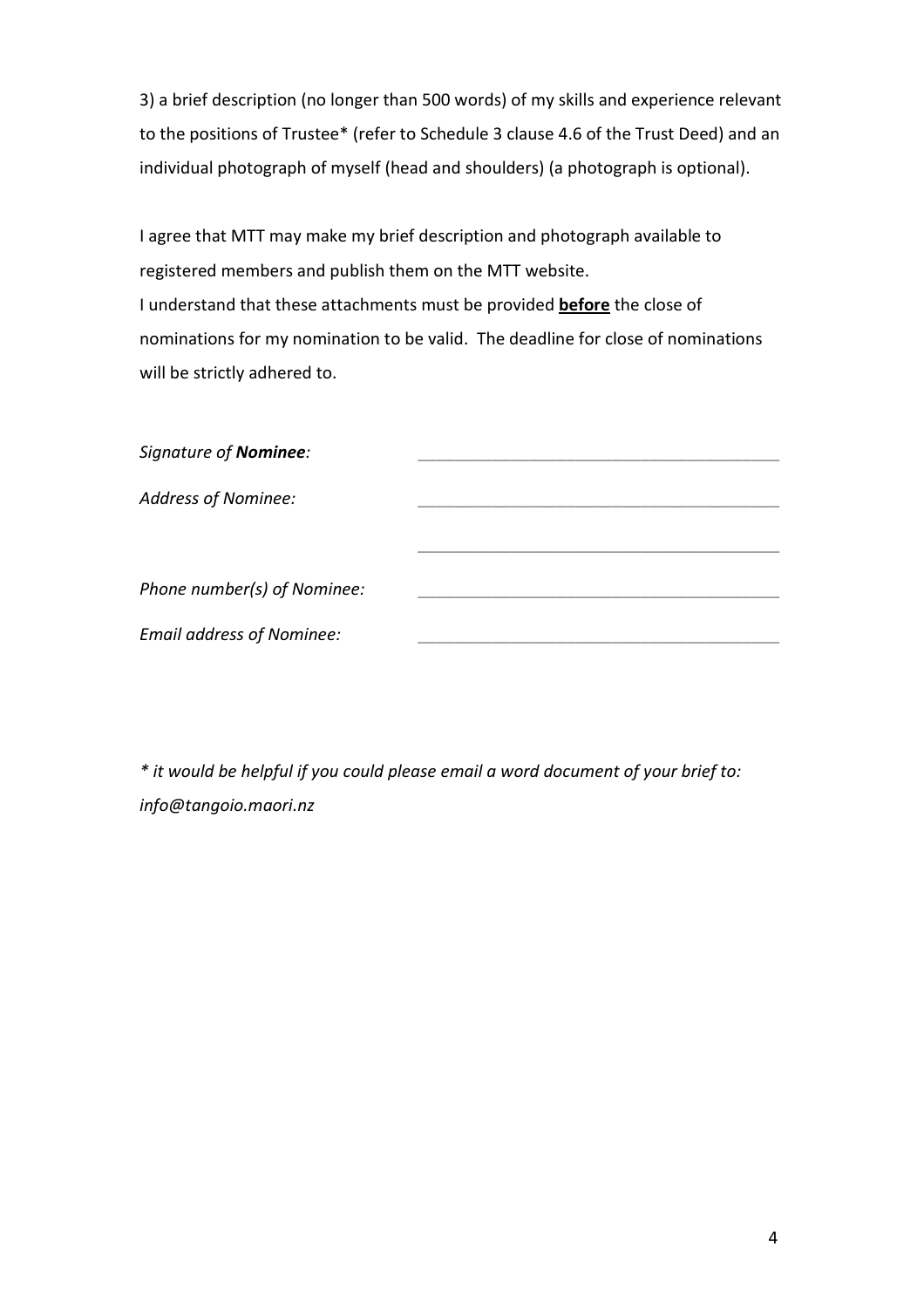3) a brief description (no longer than 500 words) of my skills and experience relevant to the positions of Trustee* (refer to Schedule 3 clause 4.6 of the Trust Deed) and an individual photograph of myself (head and shoulders) (a photograph is optional).

I agree that MTT may make my brief description and photograph available to registered members and publish them on the MTT website.

I understand that these attachments must be provided **before** the close of nominations for my nomination to be valid. The deadline for close of nominations will be strictly adhered to.

*Signature of **Nominee**:* \_\_\_\_\_\_\_\_\_\_\_\_\_\_\_\_\_\_\_\_\_\_\_\_\_\_\_\_\_\_\_\_\_\_\_\_\_\_\_\_

*Address of Nominee:* \_\_\_\_\_\_\_\_\_\_\_\_\_\_\_\_\_\_\_\_\_\_\_\_\_\_\_\_\_\_\_\_\_\_\_\_\_\_\_\_

\_\_\_\_\_\_\_\_\_\_\_\_\_\_\_\_\_\_\_\_\_\_\_\_\_\_\_\_\_\_\_\_\_\_\_\_\_\_\_\_

*Phone number(s) of Nominee:* \_\_\_\_\_\_\_\_\_\_\_\_\_\_\_\_\_\_\_\_\_\_\_\_\_\_\_\_\_\_\_\_\_\_\_\_\_\_\_\_

*Email address of Nominee:* \_\_\_\_\_\_\_\_\_\_\_\_\_\_\_\_\_\_\_\_\_\_\_\_\_\_\_\_\_\_\_\_\_\_\_\_\_\_\_\_

*\* it would be helpful if you could please email a word document of your brief to: info@tangoio.maori.nz*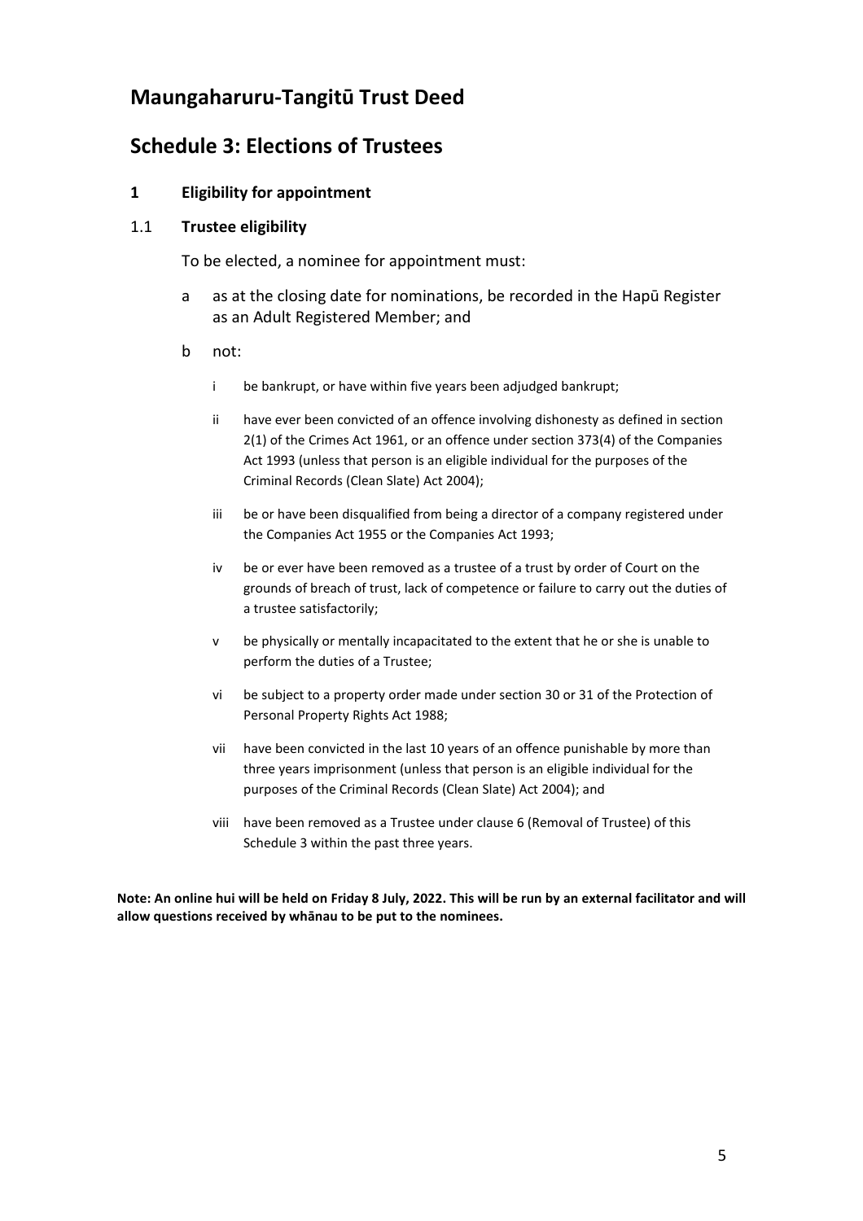# Maungaharuru-Tangitū Trust Deed

# Schedule 3: Elections of Trustees

## 1 Eligibility for appointment

### 1.1 Trustee eligibility

To be elected, a nominee for appointment must:

a as at the closing date for nominations, be recorded in the Hapū Register as an Adult Registered Member; and

b not:

i be bankrupt, or have within five years been adjudged bankrupt;

ii have ever been convicted of an offence involving dishonesty as defined in section 2(1) of the Crimes Act 1961, or an offence under section 373(4) of the Companies Act 1993 (unless that person is an eligible individual for the purposes of the Criminal Records (Clean Slate) Act 2004);

iii be or have been disqualified from being a director of a company registered under the Companies Act 1955 or the Companies Act 1993;

iv be or ever have been removed as a trustee of a trust by order of Court on the grounds of breach of trust, lack of competence or failure to carry out the duties of a trustee satisfactorily;

v be physically or mentally incapacitated to the extent that he or she is unable to perform the duties of a Trustee;

vi be subject to a property order made under section 30 or 31 of the Protection of Personal Property Rights Act 1988;

vii have been convicted in the last 10 years of an offence punishable by more than three years imprisonment (unless that person is an eligible individual for the purposes of the Criminal Records (Clean Slate) Act 2004); and

viii have been removed as a Trustee under clause 6 (Removal of Trustee) of this Schedule 3 within the past three years.

**Note: An online hui will be held on Friday 8 July, 2022. This will be run by an external facilitator and will allow questions received by whānau to be put to the nominees.**